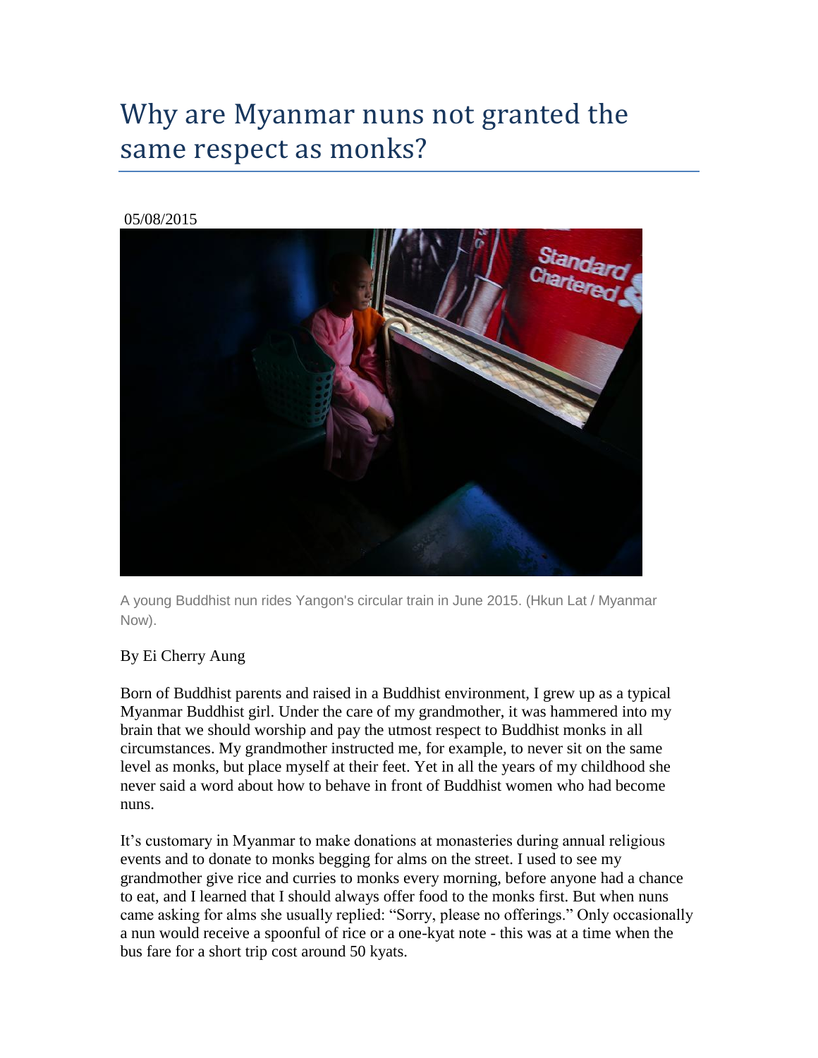# Why are Myanmar nuns not granted the same respect as monks?

05/08/2015

A young Buddhist nun rides Yangon's circular train in June 2015. (Hkun Lat / Myanmar Now).

By Ei Cherry Aung

Born of Buddhist parents and raised in a Buddhist environment, I grew up as a typical Myanmar Buddhist girl. Under the care of my grandmother, it was hammered into my brain that we should worship and pay the utmost respect to Buddhist monks in all circumstances. My grandmother instructed me, for example, to never sit on the same level as monks, but place myself at their feet. Yet in all the years of my childhood she never said a word about how to behave in front of Buddhist women who had become nuns.

It's customary in Myanmar to make donations at monasteries during annual religious events and to donate to monks begging for alms on the street. I used to see my grandmother give rice and curries to monks every morning, before anyone had a chance to eat, and I learned that I should always offer food to the monks first. But when nuns came asking for alms she usually replied: "Sorry, please no offerings." Only occasionally a nun would receive a spoonful of rice or a one-kyat note - this was at a time when the bus fare for a short trip cost around 50 kyats.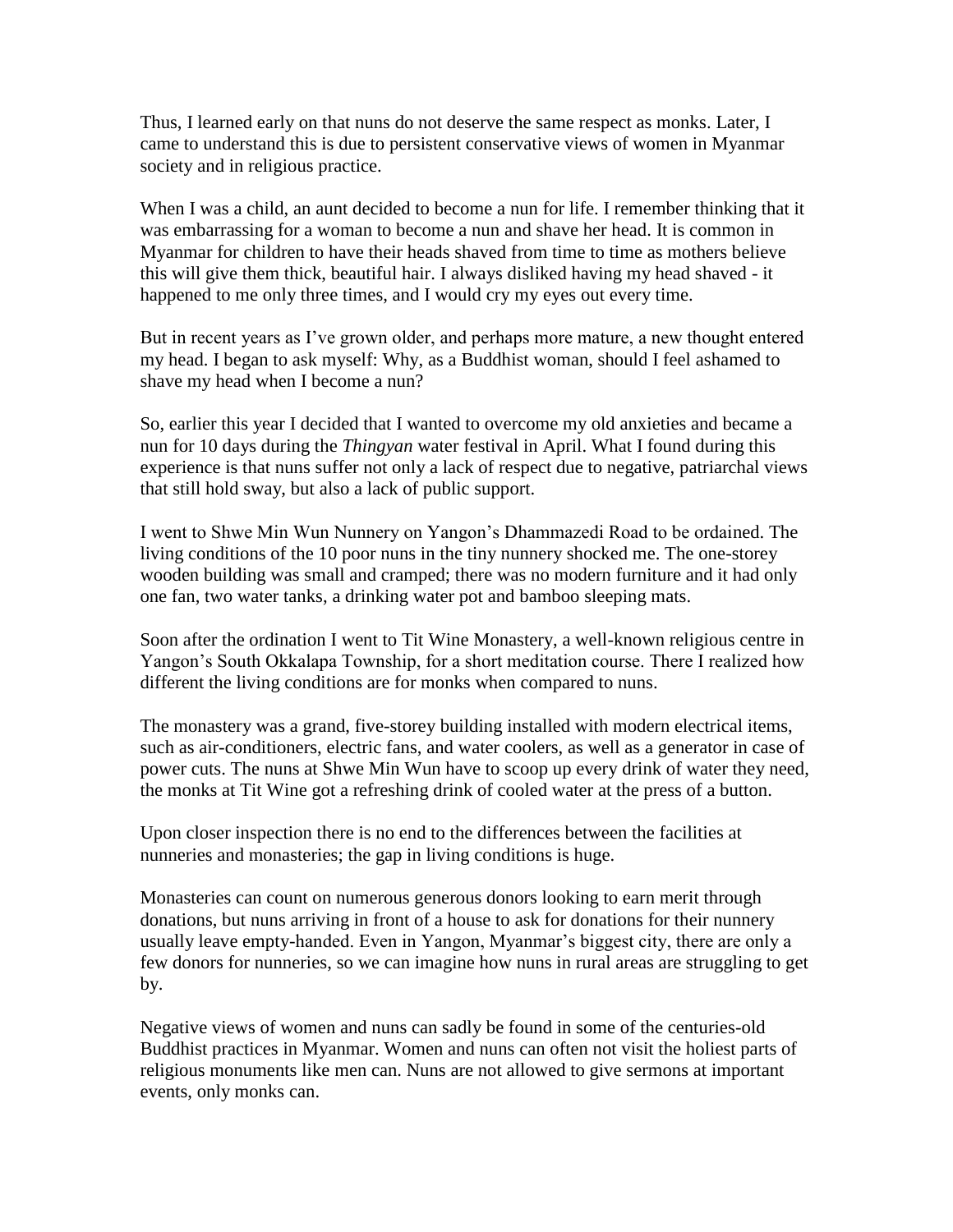Thus, I learned early on that nuns do not deserve the same respect as monks. Later, I came to understand this is due to persistent conservative views of women in Myanmar society and in religious practice.

When I was a child, an aunt decided to become a nun for life. I remember thinking that it was embarrassing for a woman to become a nun and shave her head. It is common in Myanmar for children to have their heads shaved from time to time as mothers believe this will give them thick, beautiful hair. I always disliked having my head shaved - it happened to me only three times, and I would cry my eyes out every time.

But in recent years as I've grown older, and perhaps more mature, a new thought entered my head. I began to ask myself: Why, as a Buddhist woman, should I feel ashamed to shave my head when I become a nun?

So, earlier this year I decided that I wanted to overcome my old anxieties and became a nun for 10 days during the *Thingyan* water festival in April. What I found during this experience is that nuns suffer not only a lack of respect due to negative, patriarchal views that still hold sway, but also a lack of public support.

I went to Shwe Min Wun Nunnery on Yangon's Dhammazedi Road to be ordained. The living conditions of the 10 poor nuns in the tiny nunnery shocked me. The one-storey wooden building was small and cramped; there was no modern furniture and it had only one fan, two water tanks, a drinking water pot and bamboo sleeping mats.

Soon after the ordination I went to Tit Wine Monastery, a well-known religious centre in Yangon's South Okkalapa Township, for a short meditation course. There I realized how different the living conditions are for monks when compared to nuns.

The monastery was a grand, five-storey building installed with modern electrical items, such as air-conditioners, electric fans, and water coolers, as well as a generator in case of power cuts. The nuns at Shwe Min Wun have to scoop up every drink of water they need, the monks at Tit Wine got a refreshing drink of cooled water at the press of a button.

Upon closer inspection there is no end to the differences between the facilities at nunneries and monasteries; the gap in living conditions is huge.

Monasteries can count on numerous generous donors looking to earn merit through donations, but nuns arriving in front of a house to ask for donations for their nunnery usually leave empty-handed. Even in Yangon, Myanmar's biggest city, there are only a few donors for nunneries, so we can imagine how nuns in rural areas are struggling to get by.

Negative views of women and nuns can sadly be found in some of the centuries-old Buddhist practices in Myanmar. Women and nuns can often not visit the holiest parts of religious monuments like men can. Nuns are not allowed to give sermons at important events, only monks can.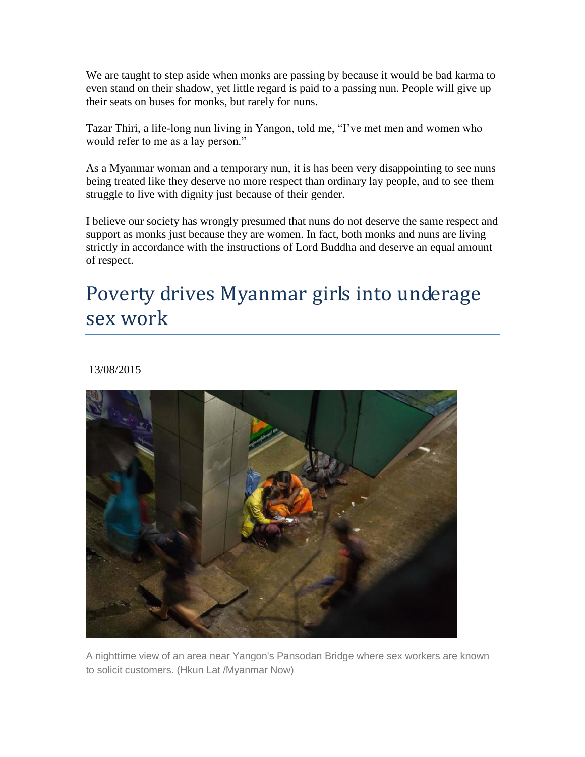We are taught to step aside when monks are passing by because it would be bad karma to even stand on their shadow, yet little regard is paid to a passing nun. People will give up their seats on buses for monks, but rarely for nuns.

Tazar Thiri, a life-long nun living in Yangon, told me, "I've met men and women who would refer to me as a lay person."

As a Myanmar woman and a temporary nun, it is has been very disappointing to see nuns being treated like they deserve no more respect than ordinary lay people, and to see them struggle to live with dignity just because of their gender.

I believe our society has wrongly presumed that nuns do not deserve the same respect and support as monks just because they are women. In fact, both monks and nuns are living strictly in accordance with the instructions of Lord Buddha and deserve an equal amount of respect.

# Poverty drives Myanmar girls into underage sex work

13/08/2015

A nighttime view of an area near Yangon's Pansodan Bridge where sex workers are known to solicit customers. (Hkun Lat /Myanmar Now)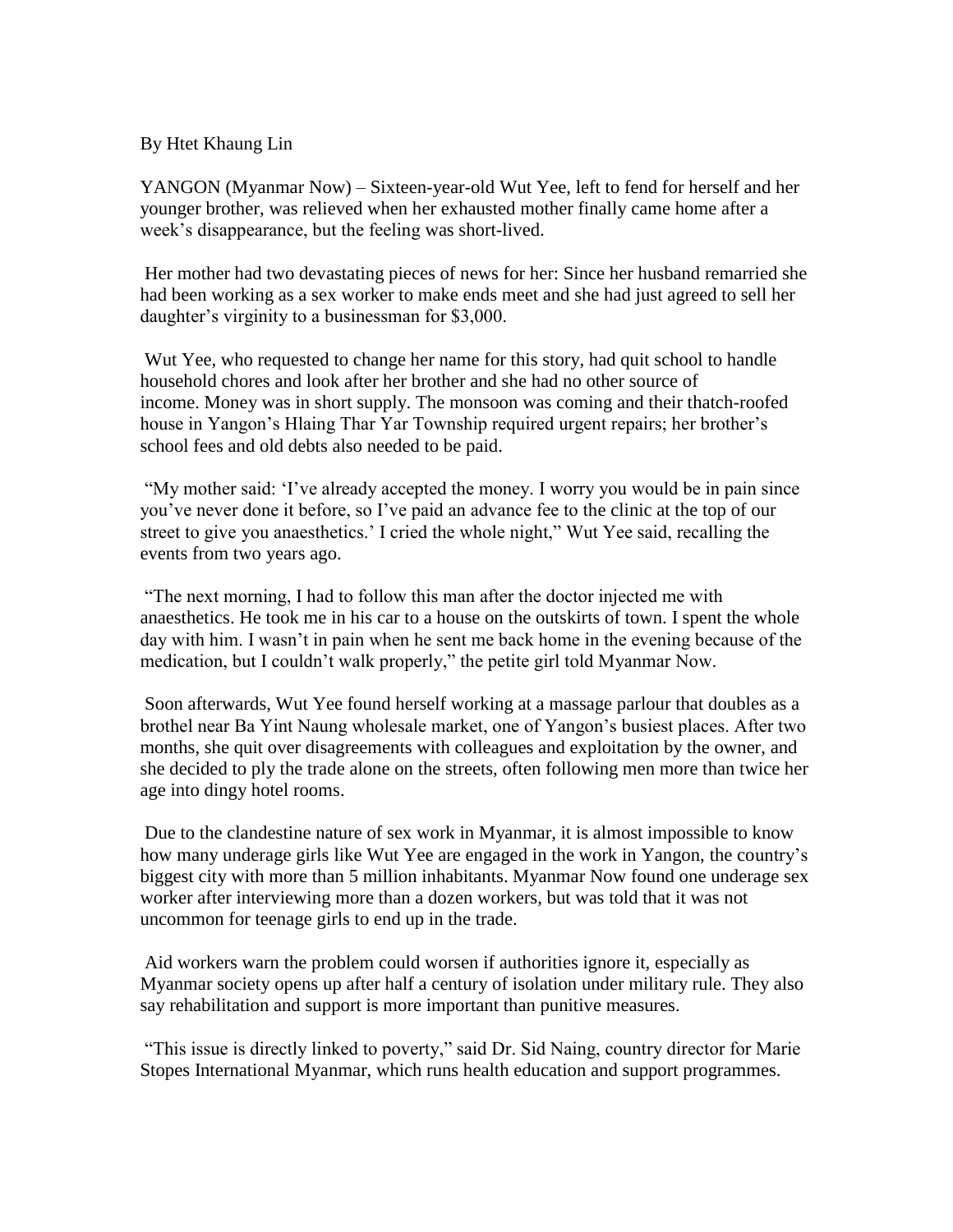By Htet Khaung Lin

YANGON (Myanmar Now) – Sixteen-year-old Wut Yee, left to fend for herself and her younger brother, was relieved when her exhausted mother finally came home after a week's disappearance, but the feeling was short-lived.

Her mother had two devastating pieces of news for her: Since her husband remarried she had been working as a sex worker to make ends meet and she had just agreed to sell her daughter's virginity to a businessman for $3,000.

Wut Yee, who requested to change her name for this story, had quit school to handle household chores and look after her brother and she had no other source of income. Money was in short supply. The monsoon was coming and their thatch-roofed house in Yangon's Hlaing Thar Yar Township required urgent repairs; her brother's school fees and old debts also needed to be paid.

"My mother said: 'I've already accepted the money. I worry you would be in pain since you've never done it before, so I've paid an advance fee to the clinic at the top of our street to give you anaesthetics.' I cried the whole night," Wut Yee said, recalling the events from two years ago.

"The next morning, I had to follow this man after the doctor injected me with anaesthetics. He took me in his car to a house on the outskirts of town. I spent the whole day with him. I wasn't in pain when he sent me back home in the evening because of the medication, but I couldn't walk properly," the petite girl told Myanmar Now.

Soon afterwards, Wut Yee found herself working at a massage parlour that doubles as a brothel near Ba Yint Naung wholesale market, one of Yangon's busiest places. After two months, she quit over disagreements with colleagues and exploitation by the owner, and she decided to ply the trade alone on the streets, often following men more than twice her age into dingy hotel rooms.

Due to the clandestine nature of sex work in Myanmar, it is almost impossible to know how many underage girls like Wut Yee are engaged in the work in Yangon, the country's biggest city with more than 5 million inhabitants. Myanmar Now found one underage sex worker after interviewing more than a dozen workers, but was told that it was not uncommon for teenage girls to end up in the trade.

Aid workers warn the problem could worsen if authorities ignore it, especially as Myanmar society opens up after half a century of isolation under military rule. They also say rehabilitation and support is more important than punitive measures.

"This issue is directly linked to poverty," said Dr. Sid Naing, country director for Marie Stopes International Myanmar, which runs health education and support programmes.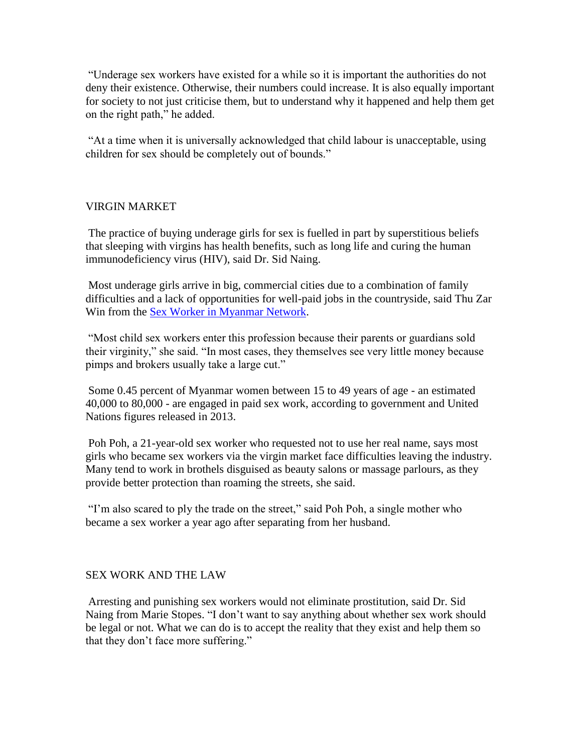"Underage sex workers have existed for a while so it is important the authorities do not deny their existence. Otherwise, their numbers could increase. It is also equally important for society to not just criticise them, but to understand why it happened and help them get on the right path," he added.

"At a time when it is universally acknowledged that child labour is unacceptable, using children for sex should be completely out of bounds."

## VIRGIN MARKET

The practice of buying underage girls for sex is fuelled in part by superstitious beliefs that sleeping with virgins has health benefits, such as long life and curing the human immunodeficiency virus (HIV), said Dr. Sid Naing.

Most underage girls arrive in big, commercial cities due to a combination of family difficulties and a lack of opportunities for well-paid jobs in the countryside, said Thu Zar Win from the Sex Worker in Myanmar Network.

"Most child sex workers enter this profession because their parents or guardians sold their virginity," she said. "In most cases, they themselves see very little money because pimps and brokers usually take a large cut."

Some 0.45 percent of Myanmar women between 15 to 49 years of age - an estimated 40,000 to 80,000 - are engaged in paid sex work, according to government and United Nations figures released in 2013.

Poh Poh, a 21-year-old sex worker who requested not to use her real name, says most girls who became sex workers via the virgin market face difficulties leaving the industry. Many tend to work in brothels disguised as beauty salons or massage parlours, as they provide better protection than roaming the streets, she said.

"I'm also scared to ply the trade on the street," said Poh Poh, a single mother who became a sex worker a year ago after separating from her husband.

## SEX WORK AND THE LAW

Arresting and punishing sex workers would not eliminate prostitution, said Dr. Sid Naing from Marie Stopes. "I don't want to say anything about whether sex work should be legal or not. What we can do is to accept the reality that they exist and help them so that they don't face more suffering."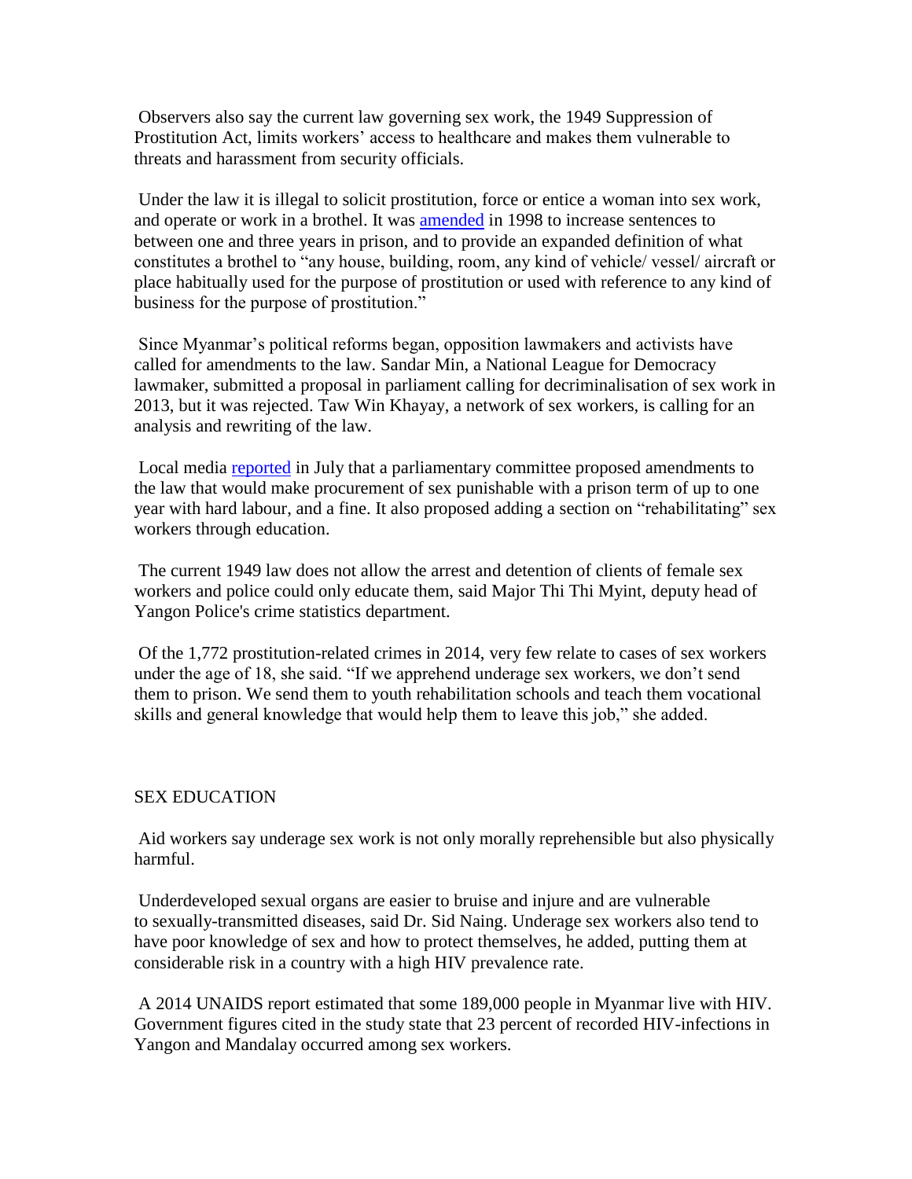Observers also say the current law governing sex work, the 1949 Suppression of Prostitution Act, limits workers' access to healthcare and makes them vulnerable to threats and harassment from security officials.

Under the law it is illegal to solicit prostitution, force or entice a woman into sex work, and operate or work in a brothel. It was amended in 1998 to increase sentences to between one and three years in prison, and to provide an expanded definition of what constitutes a brothel to "any house, building, room, any kind of vehicle/ vessel/ aircraft or place habitually used for the purpose of prostitution or used with reference to any kind of business for the purpose of prostitution."

Since Myanmar's political reforms began, opposition lawmakers and activists have called for amendments to the law. Sandar Min, a National League for Democracy lawmaker, submitted a proposal in parliament calling for decriminalisation of sex work in 2013, but it was rejected. Taw Win Khayay, a network of sex workers, is calling for an analysis and rewriting of the law.

Local media reported in July that a parliamentary committee proposed amendments to the law that would make procurement of sex punishable with a prison term of up to one year with hard labour, and a fine. It also proposed adding a section on "rehabilitating" sex workers through education.

The current 1949 law does not allow the arrest and detention of clients of female sex workers and police could only educate them, said Major Thi Thi Myint, deputy head of Yangon Police's crime statistics department.

Of the 1,772 prostitution-related crimes in 2014, very few relate to cases of sex workers under the age of 18, she said. "If we apprehend underage sex workers, we don't send them to prison. We send them to youth rehabilitation schools and teach them vocational skills and general knowledge that would help them to leave this job," she added.

## SEX EDUCATION

Aid workers say underage sex work is not only morally reprehensible but also physically harmful.

Underdeveloped sexual organs are easier to bruise and injure and are vulnerable to sexually-transmitted diseases, said Dr. Sid Naing. Underage sex workers also tend to have poor knowledge of sex and how to protect themselves, he added, putting them at considerable risk in a country with a high HIV prevalence rate.

A 2014 UNAIDS report estimated that some 189,000 people in Myanmar live with HIV. Government figures cited in the study state that 23 percent of recorded HIV-infections in Yangon and Mandalay occurred among sex workers.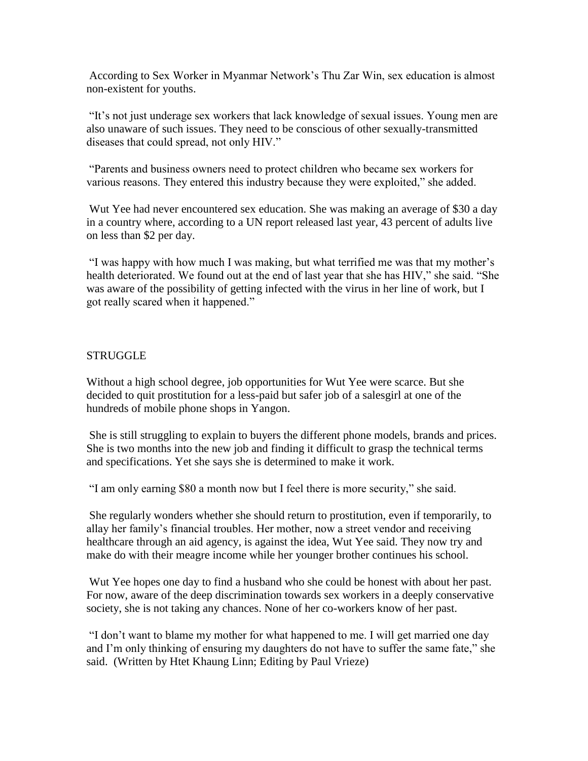According to Sex Worker in Myanmar Network's Thu Zar Win, sex education is almost non-existent for youths.

"It's not just underage sex workers that lack knowledge of sexual issues. Young men are also unaware of such issues. They need to be conscious of other sexually-transmitted diseases that could spread, not only HIV."

"Parents and business owners need to protect children who became sex workers for various reasons. They entered this industry because they were exploited," she added.

Wut Yee had never encountered sex education. She was making an average of $30 a day in a country where, according to a UN report released last year, 43 percent of adults live on less than $2 per day.

"I was happy with how much I was making, but what terrified me was that my mother's health deteriorated. We found out at the end of last year that she has HIV," she said. "She was aware of the possibility of getting infected with the virus in her line of work, but I got really scared when it happened."

## STRUGGLE

Without a high school degree, job opportunities for Wut Yee were scarce. But she decided to quit prostitution for a less-paid but safer job of a salesgirl at one of the hundreds of mobile phone shops in Yangon.

She is still struggling to explain to buyers the different phone models, brands and prices. She is two months into the new job and finding it difficult to grasp the technical terms and specifications. Yet she says she is determined to make it work.

"I am only earning $80 a month now but I feel there is more security," she said.

She regularly wonders whether she should return to prostitution, even if temporarily, to allay her family's financial troubles. Her mother, now a street vendor and receiving healthcare through an aid agency, is against the idea, Wut Yee said. They now try and make do with their meagre income while her younger brother continues his school.

Wut Yee hopes one day to find a husband who she could be honest with about her past. For now, aware of the deep discrimination towards sex workers in a deeply conservative society, she is not taking any chances. None of her co-workers know of her past.

"I don't want to blame my mother for what happened to me. I will get married one day and I'm only thinking of ensuring my daughters do not have to suffer the same fate," she said. (Written by Htet Khaung Linn; Editing by Paul Vrieze)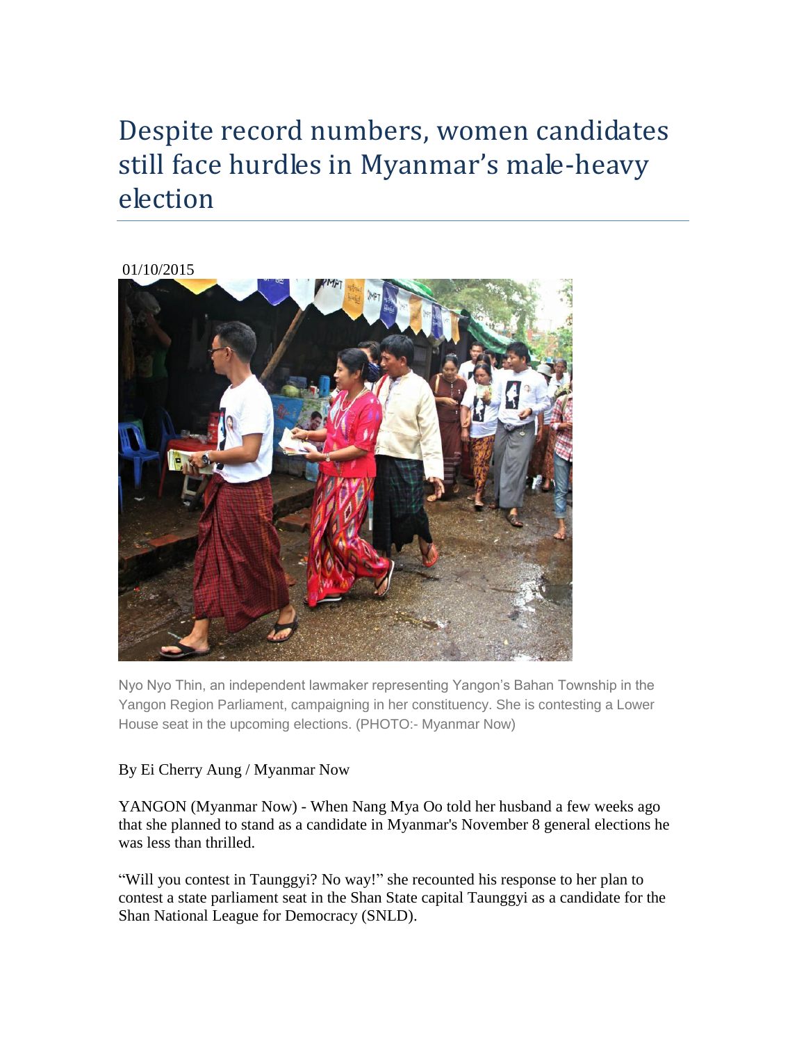# Despite record numbers, women candidates still face hurdles in Myanmar's male-heavy election

01/10/2015

Nyo Nyo Thin, an independent lawmaker representing Yangon's Bahan Township in the Yangon Region Parliament, campaigning in her constituency. She is contesting a Lower House seat in the upcoming elections. (PHOTO:- Myanmar Now)

By Ei Cherry Aung / Myanmar Now

YANGON (Myanmar Now) - When Nang Mya Oo told her husband a few weeks ago that she planned to stand as a candidate in Myanmar's November 8 general elections he was less than thrilled.

"Will you contest in Taunggyi? No way!" she recounted his response to her plan to contest a state parliament seat in the Shan State capital Taunggyi as a candidate for the Shan National League for Democracy (SNLD).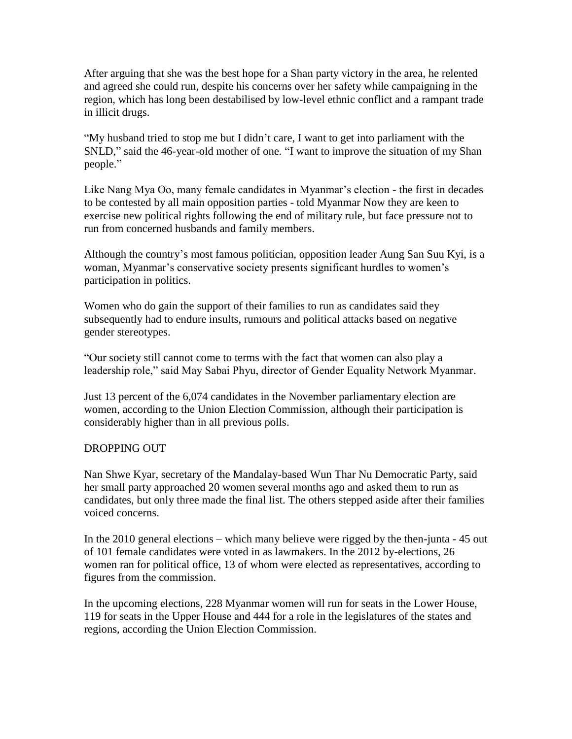After arguing that she was the best hope for a Shan party victory in the area, he relented and agreed she could run, despite his concerns over her safety while campaigning in the region, which has long been destabilised by low-level ethnic conflict and a rampant trade in illicit drugs.

"My husband tried to stop me but I didn't care, I want to get into parliament with the SNLD," said the 46-year-old mother of one. "I want to improve the situation of my Shan people."

Like Nang Mya Oo, many female candidates in Myanmar's election - the first in decades to be contested by all main opposition parties - told Myanmar Now they are keen to exercise new political rights following the end of military rule, but face pressure not to run from concerned husbands and family members.

Although the country's most famous politician, opposition leader Aung San Suu Kyi, is a woman, Myanmar's conservative society presents significant hurdles to women's participation in politics.

Women who do gain the support of their families to run as candidates said they subsequently had to endure insults, rumours and political attacks based on negative gender stereotypes.

"Our society still cannot come to terms with the fact that women can also play a leadership role," said May Sabai Phyu, director of Gender Equality Network Myanmar.

Just 13 percent of the 6,074 candidates in the November parliamentary election are women, according to the Union Election Commission, although their participation is considerably higher than in all previous polls.

## DROPPING OUT

Nan Shwe Kyar, secretary of the Mandalay-based Wun Thar Nu Democratic Party, said her small party approached 20 women several months ago and asked them to run as candidates, but only three made the final list. The others stepped aside after their families voiced concerns.

In the 2010 general elections – which many believe were rigged by the then-junta - 45 out of 101 female candidates were voted in as lawmakers. In the 2012 by-elections, 26 women ran for political office, 13 of whom were elected as representatives, according to figures from the commission.

In the upcoming elections, 228 Myanmar women will run for seats in the Lower House, 119 for seats in the Upper House and 444 for a role in the legislatures of the states and regions, according the Union Election Commission.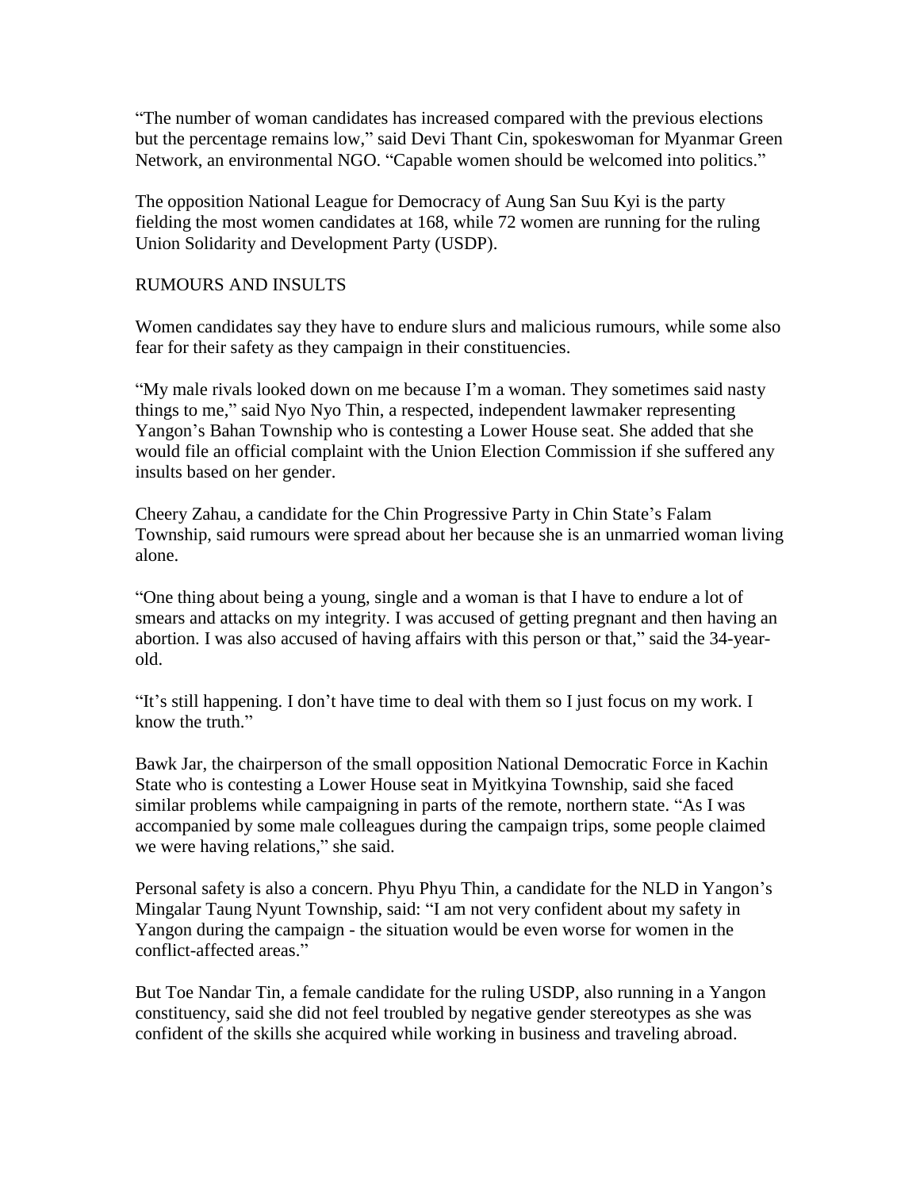"The number of woman candidates has increased compared with the previous elections but the percentage remains low," said Devi Thant Cin, spokeswoman for Myanmar Green Network, an environmental NGO. "Capable women should be welcomed into politics."

The opposition National League for Democracy of Aung San Suu Kyi is the party fielding the most women candidates at 168, while 72 women are running for the ruling Union Solidarity and Development Party (USDP).

## RUMOURS AND INSULTS

Women candidates say they have to endure slurs and malicious rumours, while some also fear for their safety as they campaign in their constituencies.

"My male rivals looked down on me because I'm a woman. They sometimes said nasty things to me," said Nyo Nyo Thin, a respected, independent lawmaker representing Yangon's Bahan Township who is contesting a Lower House seat. She added that she would file an official complaint with the Union Election Commission if she suffered any insults based on her gender.

Cheery Zahau, a candidate for the Chin Progressive Party in Chin State's Falam Township, said rumours were spread about her because she is an unmarried woman living alone.

"One thing about being a young, single and a woman is that I have to endure a lot of smears and attacks on my integrity. I was accused of getting pregnant and then having an abortion. I was also accused of having affairs with this person or that," said the 34-year-old.

"It's still happening. I don't have time to deal with them so I just focus on my work. I know the truth."

Bawk Jar, the chairperson of the small opposition National Democratic Force in Kachin State who is contesting a Lower House seat in Myitkyina Township, said she faced similar problems while campaigning in parts of the remote, northern state. "As I was accompanied by some male colleagues during the campaign trips, some people claimed we were having relations," she said.

Personal safety is also a concern. Phyu Phyu Thin, a candidate for the NLD in Yangon's Mingalar Taung Nyunt Township, said: "I am not very confident about my safety in Yangon during the campaign - the situation would be even worse for women in the conflict-affected areas."

But Toe Nandar Tin, a female candidate for the ruling USDP, also running in a Yangon constituency, said she did not feel troubled by negative gender stereotypes as she was confident of the skills she acquired while working in business and traveling abroad.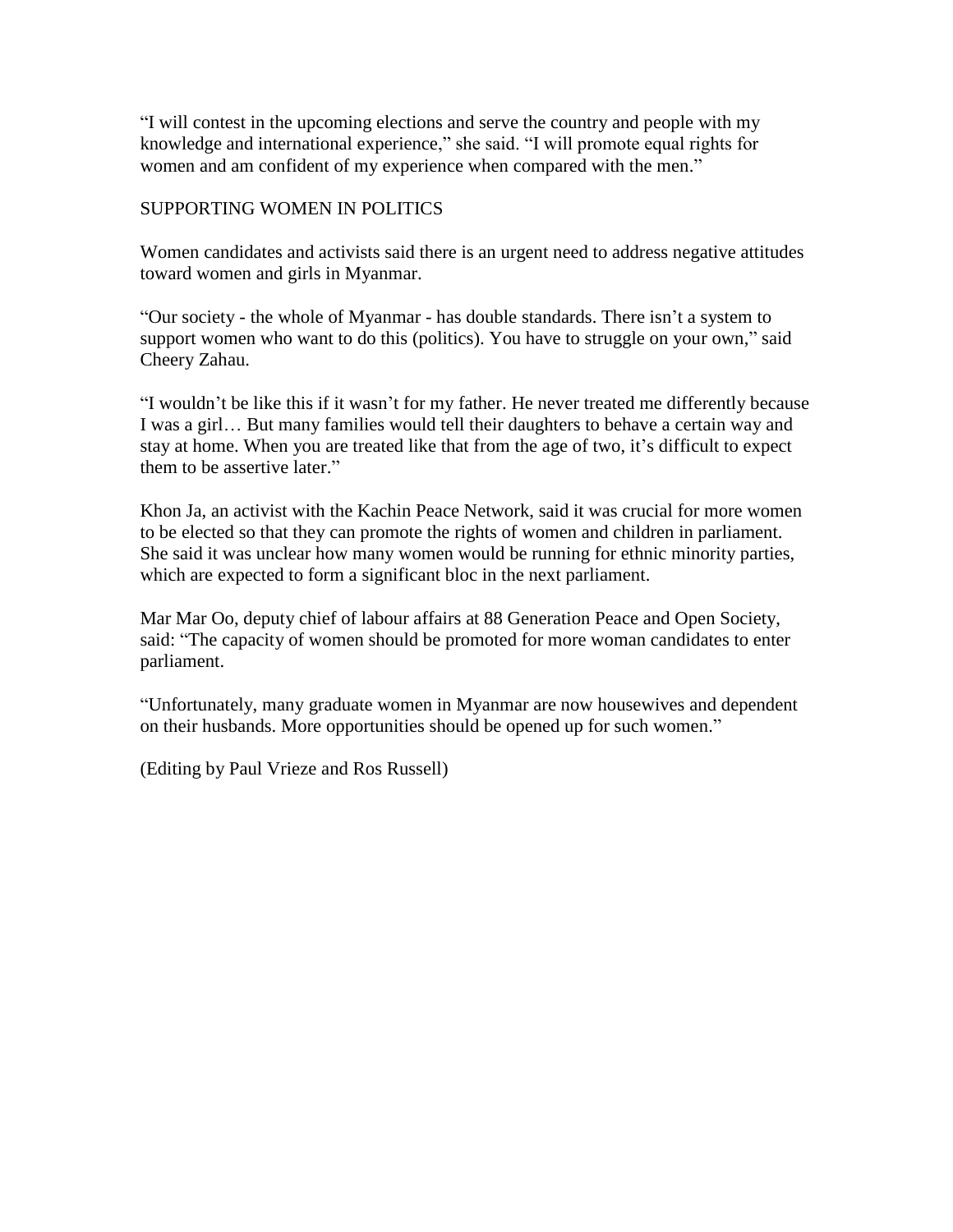"I will contest in the upcoming elections and serve the country and people with my knowledge and international experience," she said. "I will promote equal rights for women and am confident of my experience when compared with the men."

SUPPORTING WOMEN IN POLITICS

Women candidates and activists said there is an urgent need to address negative attitudes toward women and girls in Myanmar.

"Our society - the whole of Myanmar - has double standards. There isn't a system to support women who want to do this (politics). You have to struggle on your own," said Cheery Zahau.

"I wouldn't be like this if it wasn't for my father. He never treated me differently because I was a girl… But many families would tell their daughters to behave a certain way and stay at home. When you are treated like that from the age of two, it's difficult to expect them to be assertive later."

Khon Ja, an activist with the Kachin Peace Network, said it was crucial for more women to be elected so that they can promote the rights of women and children in parliament. She said it was unclear how many women would be running for ethnic minority parties, which are expected to form a significant bloc in the next parliament.

Mar Mar Oo, deputy chief of labour affairs at 88 Generation Peace and Open Society, said: "The capacity of women should be promoted for more woman candidates to enter parliament.

"Unfortunately, many graduate women in Myanmar are now housewives and dependent on their husbands. More opportunities should be opened up for such women."

(Editing by Paul Vrieze and Ros Russell)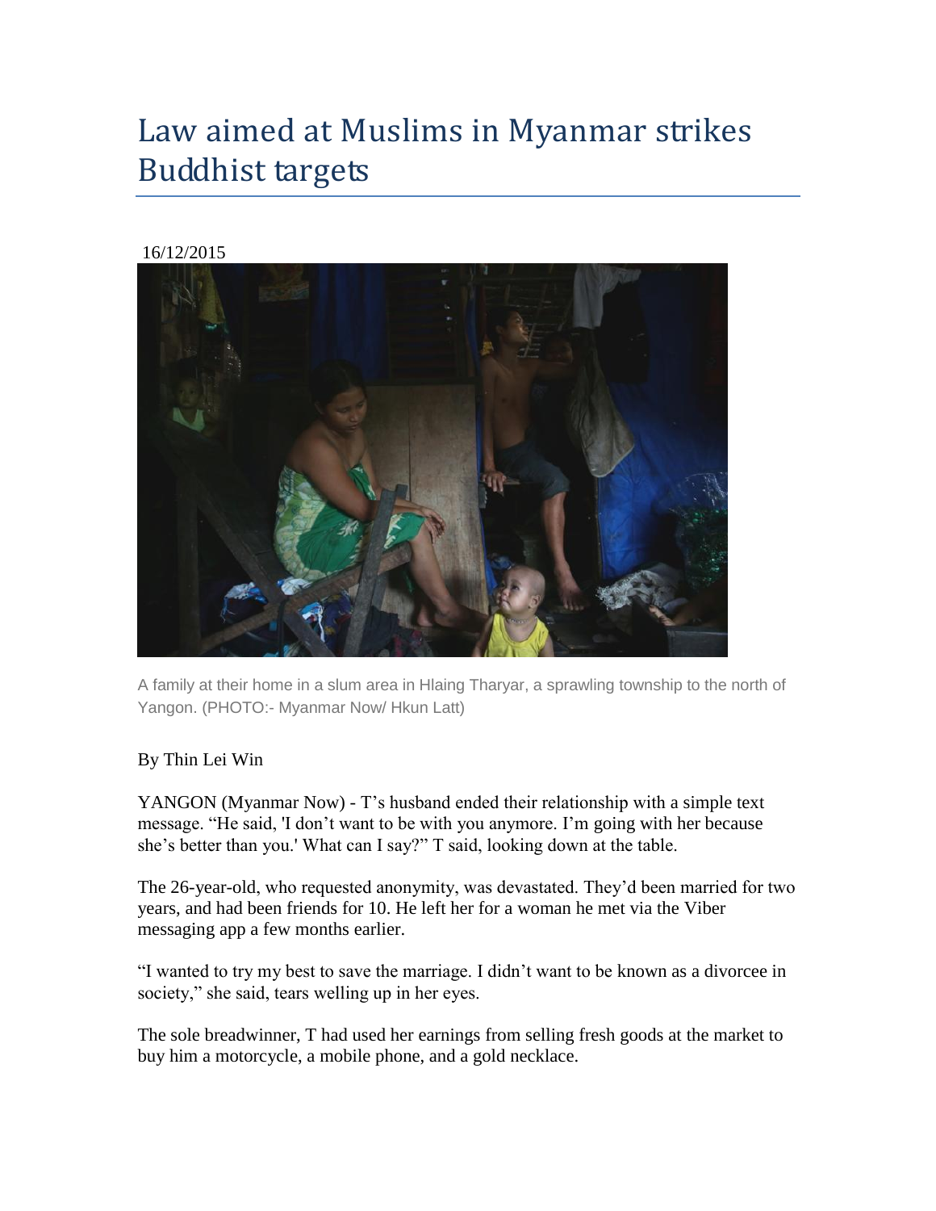# Law aimed at Muslims in Myanmar strikes Buddhist targets

16/12/2015

A family at their home in a slum area in Hlaing Tharyar, a sprawling township to the north of Yangon. (PHOTO:- Myanmar Now/ Hkun Latt)

By Thin Lei Win

YANGON (Myanmar Now) - T's husband ended their relationship with a simple text message. "He said, 'I don't want to be with you anymore. I'm going with her because she's better than you.' What can I say?" T said, looking down at the table.

The 26-year-old, who requested anonymity, was devastated. They'd been married for two years, and had been friends for 10. He left her for a woman he met via the Viber messaging app a few months earlier.

"I wanted to try my best to save the marriage. I didn't want to be known as a divorcee in society," she said, tears welling up in her eyes.

The sole breadwinner, T had used her earnings from selling fresh goods at the market to buy him a motorcycle, a mobile phone, and a gold necklace.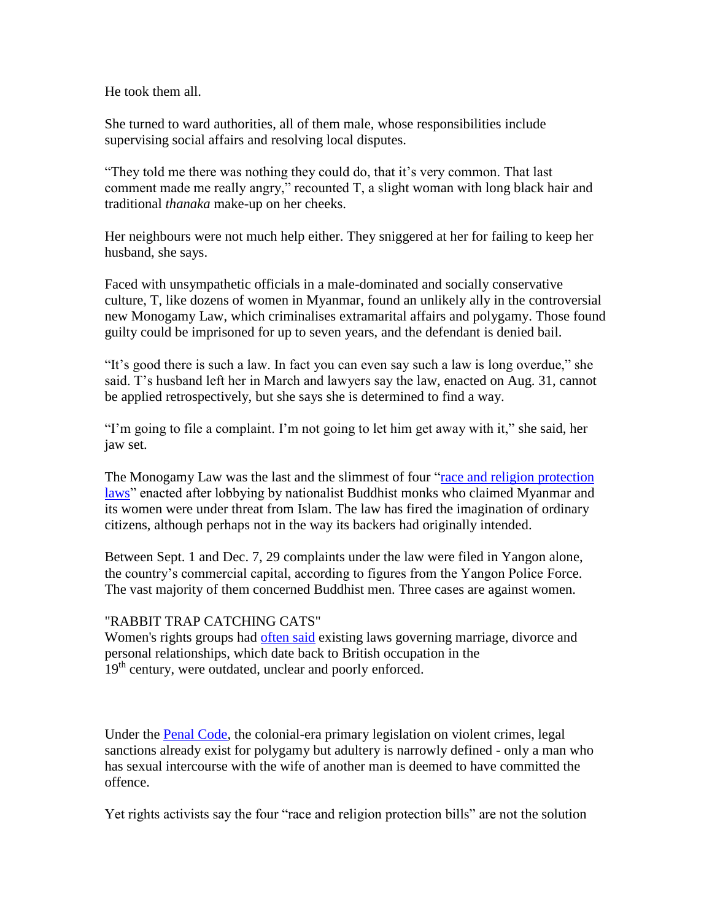He took them all.

She turned to ward authorities, all of them male, whose responsibilities include supervising social affairs and resolving local disputes.

“They told me there was nothing they could do, that it’s very common. That last comment made me really angry,” recounted T, a slight woman with long black hair and traditional *thanaka* make-up on her cheeks.

Her neighbours were not much help either. They sniggered at her for failing to keep her husband, she says.

Faced with unsympathetic officials in a male-dominated and socially conservative culture, T, like dozens of women in Myanmar, found an unlikely ally in the controversial new Monogamy Law, which criminalises extramarital affairs and polygamy. Those found guilty could be imprisoned for up to seven years, and the defendant is denied bail.

“It’s good there is such a law. In fact you can even say such a law is long overdue,” she said. T’s husband left her in March and lawyers say the law, enacted on Aug. 31, cannot be applied retrospectively, but she says she is determined to find a way.

“I’m going to file a complaint. I’m not going to let him get away with it,” she said, her jaw set.

The Monogamy Law was the last and the slimmest of four “race and religion protection laws” enacted after lobbying by nationalist Buddhist monks who claimed Myanmar and its women were under threat from Islam. The law has fired the imagination of ordinary citizens, although perhaps not in the way its backers had originally intended.

Between Sept. 1 and Dec. 7, 29 complaints under the law were filed in Yangon alone, the country’s commercial capital, according to figures from the Yangon Police Force. The vast majority of them concerned Buddhist men. Three cases are against women.

"RABBIT TRAP CATCHING CATS"

Women's rights groups had often said existing laws governing marriage, divorce and personal relationships, which date back to British occupation in the 19th century, were outdated, unclear and poorly enforced.

Under the Penal Code, the colonial-era primary legislation on violent crimes, legal sanctions already exist for polygamy but adultery is narrowly defined - only a man who has sexual intercourse with the wife of another man is deemed to have committed the offence.

Yet rights activists say the four “race and religion protection bills” are not the solution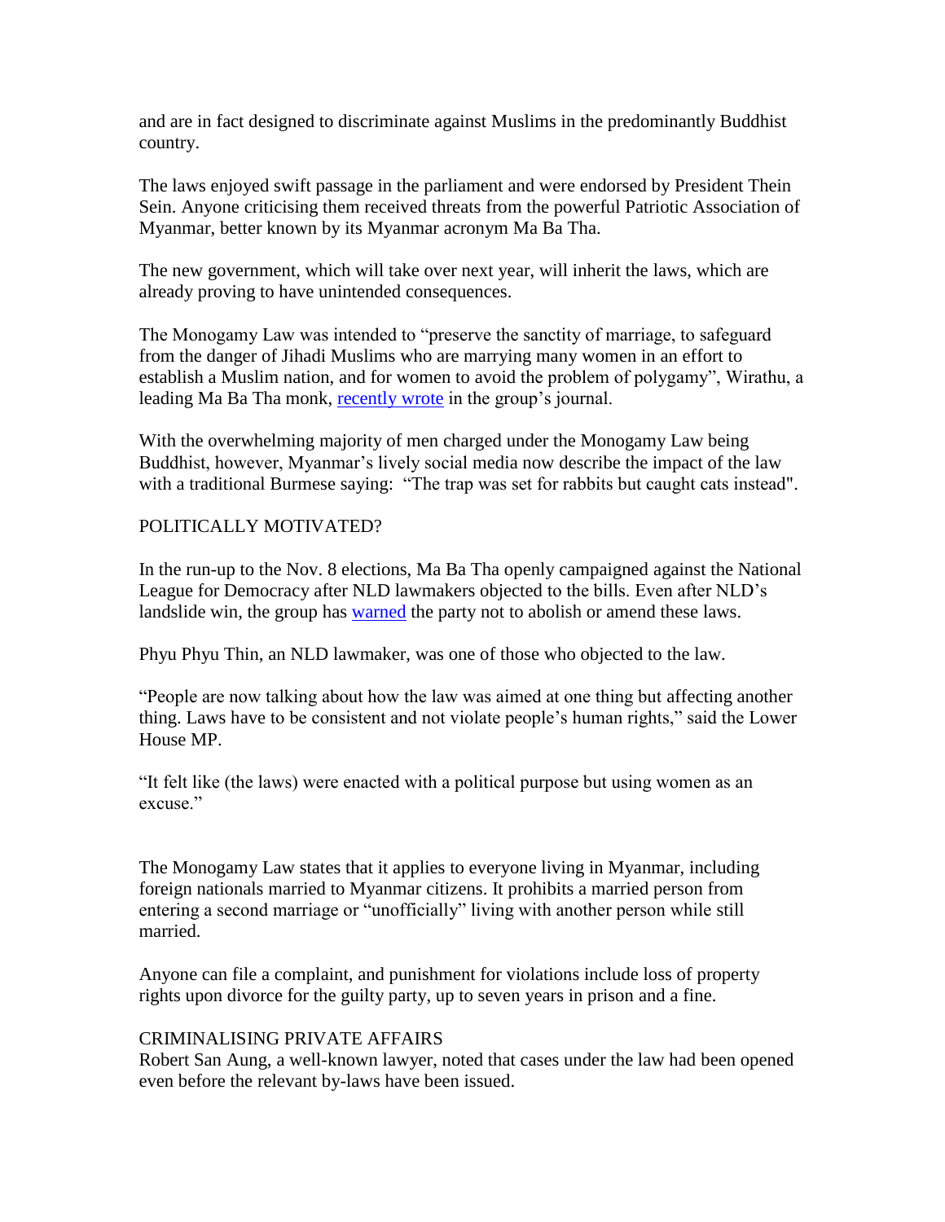and are in fact designed to discriminate against Muslims in the predominantly Buddhist country.

The laws enjoyed swift passage in the parliament and were endorsed by President Thein Sein. Anyone criticising them received threats from the powerful Patriotic Association of Myanmar, better known by its Myanmar acronym Ma Ba Tha.

The new government, which will take over next year, will inherit the laws, which are already proving to have unintended consequences.

The Monogamy Law was intended to "preserve the sanctity of marriage, to safeguard from the danger of Jihadi Muslims who are marrying many women in an effort to establish a Muslim nation, and for women to avoid the problem of polygamy", Wirathu, a leading Ma Ba Tha monk, recently wrote in the group's journal.

With the overwhelming majority of men charged under the Monogamy Law being Buddhist, however, Myanmar's lively social media now describe the impact of the law with a traditional Burmese saying: "The trap was set for rabbits but caught cats instead".

POLITICALLY MOTIVATED?

In the run-up to the Nov. 8 elections, Ma Ba Tha openly campaigned against the National League for Democracy after NLD lawmakers objected to the bills. Even after NLD's landslide win, the group has warned the party not to abolish or amend these laws.

Phyu Phyu Thin, an NLD lawmaker, was one of those who objected to the law.

"People are now talking about how the law was aimed at one thing but affecting another thing. Laws have to be consistent and not violate people's human rights," said the Lower House MP.

"It felt like (the laws) were enacted with a political purpose but using women as an excuse."

The Monogamy Law states that it applies to everyone living in Myanmar, including foreign nationals married to Myanmar citizens. It prohibits a married person from entering a second marriage or "unofficially" living with another person while still married.

Anyone can file a complaint, and punishment for violations include loss of property rights upon divorce for the guilty party, up to seven years in prison and a fine.

CRIMINALISING PRIVATE AFFAIRS

Robert San Aung, a well-known lawyer, noted that cases under the law had been opened even before the relevant by-laws have been issued.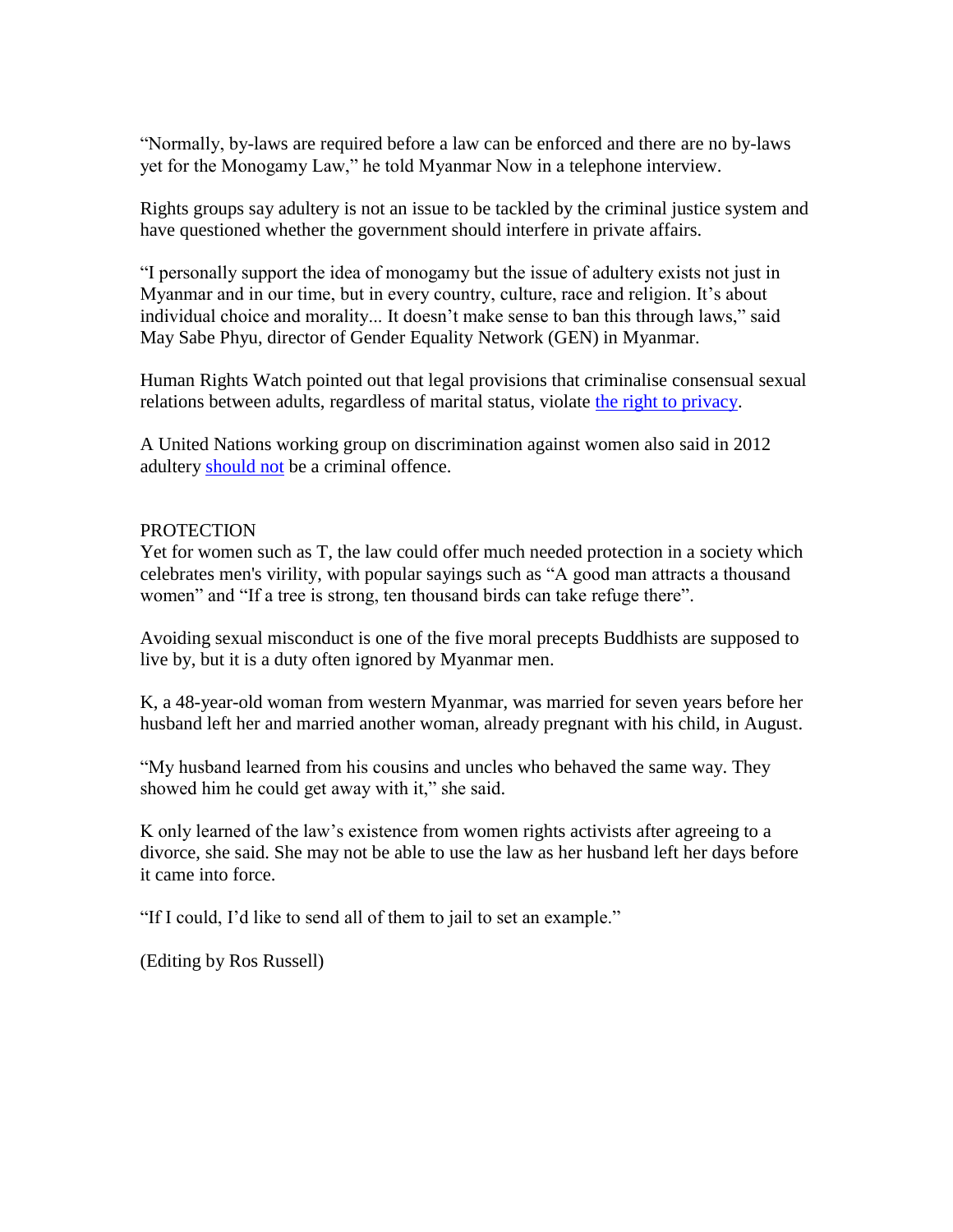“Normally, by-laws are required before a law can be enforced and there are no by-laws yet for the Monogamy Law,” he told Myanmar Now in a telephone interview.

Rights groups say adultery is not an issue to be tackled by the criminal justice system and have questioned whether the government should interfere in private affairs.

“I personally support the idea of monogamy but the issue of adultery exists not just in Myanmar and in our time, but in every country, culture, race and religion. It’s about individual choice and morality... It doesn’t make sense to ban this through laws,” said May Sabe Phyu, director of Gender Equality Network (GEN) in Myanmar.

Human Rights Watch pointed out that legal provisions that criminalise consensual sexual relations between adults, regardless of marital status, violate the right to privacy.

A United Nations working group on discrimination against women also said in 2012 adultery should not be a criminal offence.

PROTECTION

Yet for women such as T, the law could offer much needed protection in a society which celebrates men's virility, with popular sayings such as “A good man attracts a thousand women” and “If a tree is strong, ten thousand birds can take refuge there”.

Avoiding sexual misconduct is one of the five moral precepts Buddhists are supposed to live by, but it is a duty often ignored by Myanmar men.

K, a 48-year-old woman from western Myanmar, was married for seven years before her husband left her and married another woman, already pregnant with his child, in August.

“My husband learned from his cousins and uncles who behaved the same way. They showed him he could get away with it,” she said.

K only learned of the law’s existence from women rights activists after agreeing to a divorce, she said. She may not be able to use the law as her husband left her days before it came into force.

“If I could, I’d like to send all of them to jail to set an example.”

(Editing by Ros Russell)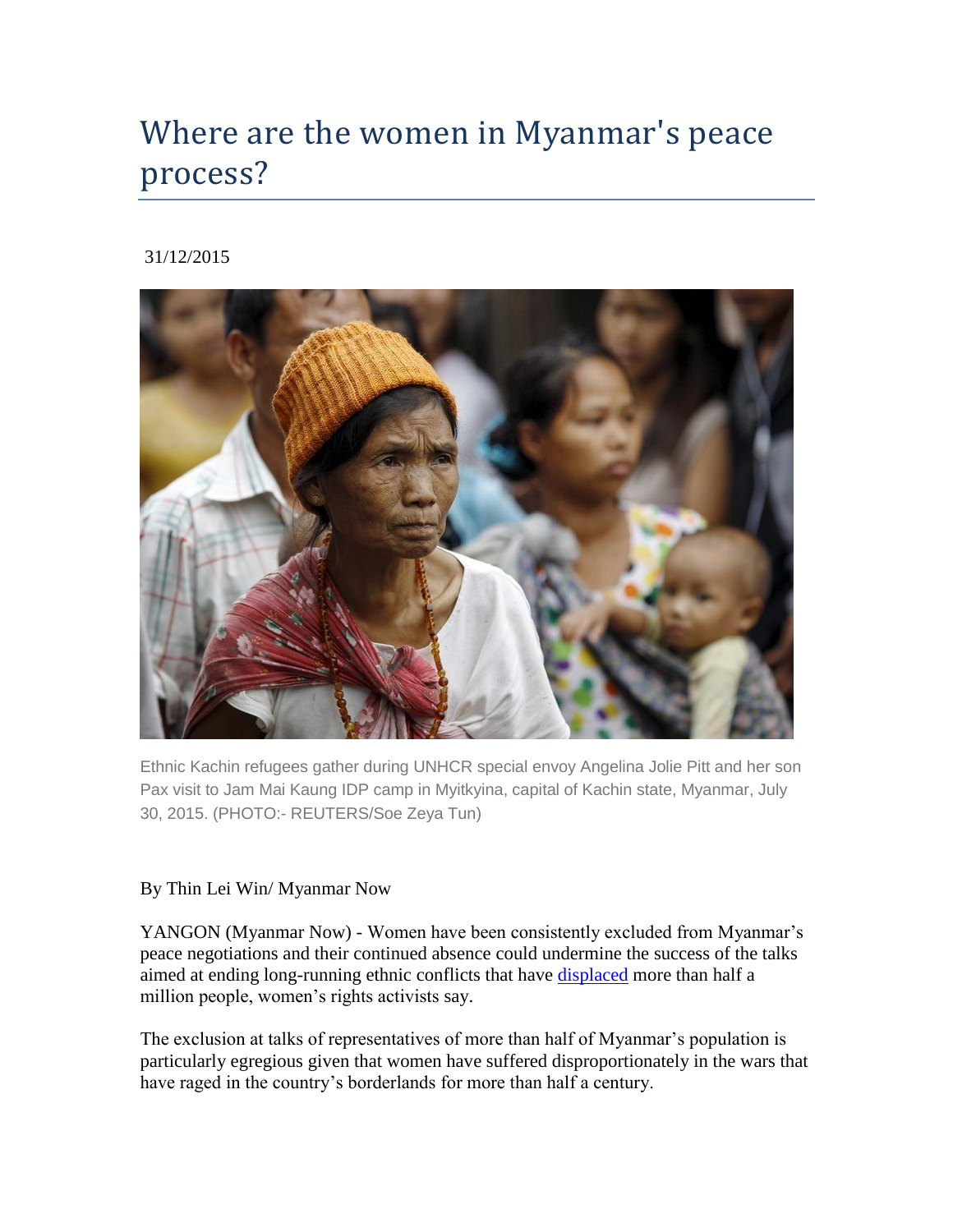# Where are the women in Myanmar's peace process?

31/12/2015

Ethnic Kachin refugees gather during UNHCR special envoy Angelina Jolie Pitt and her son Pax visit to Jam Mai Kaung IDP camp in Myitkyina, capital of Kachin state, Myanmar, July 30, 2015. (PHOTO:- REUTERS/Soe Zeya Tun)

By Thin Lei Win/ Myanmar Now

YANGON (Myanmar Now) - Women have been consistently excluded from Myanmar's peace negotiations and their continued absence could undermine the success of the talks aimed at ending long-running ethnic conflicts that have displaced more than half a million people, women's rights activists say.

The exclusion at talks of representatives of more than half of Myanmar's population is particularly egregious given that women have suffered disproportionately in the wars that have raged in the country's borderlands for more than half a century.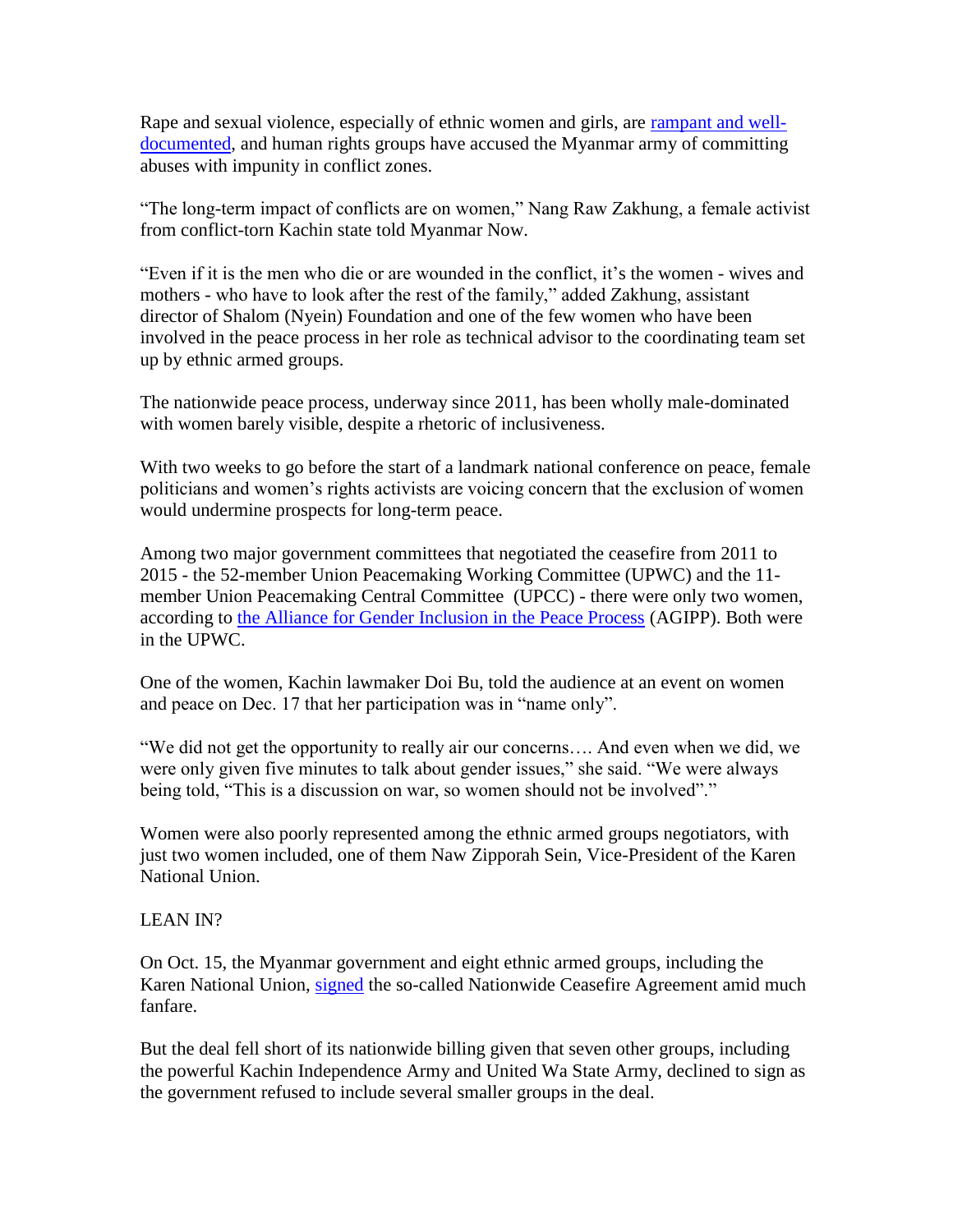Rape and sexual violence, especially of ethnic women and girls, are [rampant and well-documented](), and human rights groups have accused the Myanmar army of committing abuses with impunity in conflict zones.

“The long-term impact of conflicts are on women,” Nang Raw Zakhung, a female activist from conflict-torn Kachin state told Myanmar Now.

“Even if it is the men who die or are wounded in the conflict, it’s the women - wives and mothers - who have to look after the rest of the family,” added Zakhung, assistant director of Shalom (Nyein) Foundation and one of the few women who have been involved in the peace process in her role as technical advisor to the coordinating team set up by ethnic armed groups.

The nationwide peace process, underway since 2011, has been wholly male-dominated with women barely visible, despite a rhetoric of inclusiveness.

With two weeks to go before the start of a landmark national conference on peace, female politicians and women’s rights activists are voicing concern that the exclusion of women would undermine prospects for long-term peace.

Among two major government committees that negotiated the ceasefire from 2011 to 2015 - the 52-member Union Peacemaking Working Committee (UPWC) and the 11-member Union Peacemaking Central Committee (UPCC) - there were only two women, according to [the Alliance for Gender Inclusion in the Peace Process]() (AGIPP). Both were in the UPWC.

One of the women, Kachin lawmaker Doi Bu, told the audience at an event on women and peace on Dec. 17 that her participation was in “name only”.

“We did not get the opportunity to really air our concerns…. And even when we did, we were only given five minutes to talk about gender issues,” she said. “We were always being told, “This is a discussion on war, so women should not be involved”.”

Women were also poorly represented among the ethnic armed groups negotiators, with just two women included, one of them Naw Zipporah Sein, Vice-President of the Karen National Union.

LEAN IN?

On Oct. 15, the Myanmar government and eight ethnic armed groups, including the Karen National Union, [signed]() the so-called Nationwide Ceasefire Agreement amid much fanfare.

But the deal fell short of its nationwide billing given that seven other groups, including the powerful Kachin Independence Army and United Wa State Army, declined to sign as the government refused to include several smaller groups in the deal.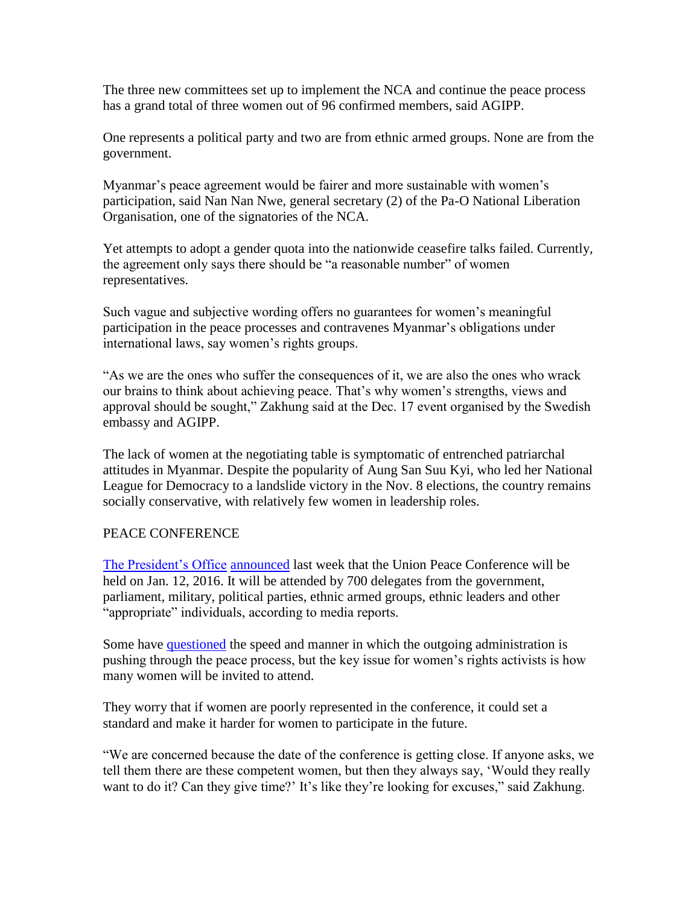The three new committees set up to implement the NCA and continue the peace process has a grand total of three women out of 96 confirmed members, said AGIPP.

One represents a political party and two are from ethnic armed groups. None are from the government.

Myanmar's peace agreement would be fairer and more sustainable with women's participation, said Nan Nan Nwe, general secretary (2) of the Pa-O National Liberation Organisation, one of the signatories of the NCA.

Yet attempts to adopt a gender quota into the nationwide ceasefire talks failed. Currently, the agreement only says there should be "a reasonable number" of women representatives.

Such vague and subjective wording offers no guarantees for women's meaningful participation in the peace processes and contravenes Myanmar's obligations under international laws, say women's rights groups.

"As we are the ones who suffer the consequences of it, we are also the ones who wrack our brains to think about achieving peace. That's why women's strengths, views and approval should be sought," Zakhung said at the Dec. 17 event organised by the Swedish embassy and AGIPP.

The lack of women at the negotiating table is symptomatic of entrenched patriarchal attitudes in Myanmar. Despite the popularity of Aung San Suu Kyi, who led her National League for Democracy to a landslide victory in the Nov. 8 elections, the country remains socially conservative, with relatively few women in leadership roles.

## PEACE CONFERENCE

The President's Office announced last week that the Union Peace Conference will be held on Jan. 12, 2016. It will be attended by 700 delegates from the government, parliament, military, political parties, ethnic armed groups, ethnic leaders and other "appropriate" individuals, according to media reports.

Some have questioned the speed and manner in which the outgoing administration is pushing through the peace process, but the key issue for women's rights activists is how many women will be invited to attend.

They worry that if women are poorly represented in the conference, it could set a standard and make it harder for women to participate in the future.

"We are concerned because the date of the conference is getting close. If anyone asks, we tell them there are these competent women, but then they always say, 'Would they really want to do it? Can they give time?' It's like they're looking for excuses," said Zakhung.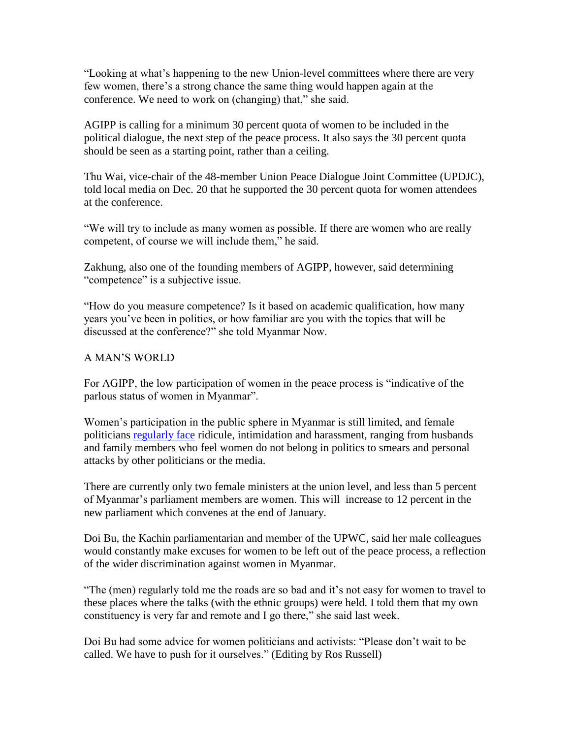"Looking at what's happening to the new Union-level committees where there are very few women, there's a strong chance the same thing would happen again at the conference. We need to work on (changing) that," she said.

AGIPP is calling for a minimum 30 percent quota of women to be included in the political dialogue, the next step of the peace process. It also says the 30 percent quota should be seen as a starting point, rather than a ceiling.

Thu Wai, vice-chair of the 48-member Union Peace Dialogue Joint Committee (UPDJC), told local media on Dec. 20 that he supported the 30 percent quota for women attendees at the conference.

"We will try to include as many women as possible. If there are women who are really competent, of course we will include them," he said.

Zakhung, also one of the founding members of AGIPP, however, said determining "competence" is a subjective issue.

"How do you measure competence? Is it based on academic qualification, how many years you've been in politics, or how familiar are you with the topics that will be discussed at the conference?" she told Myanmar Now.

A MAN'S WORLD

For AGIPP, the low participation of women in the peace process is "indicative of the parlous status of women in Myanmar".

Women's participation in the public sphere in Myanmar is still limited, and female politicians [regularly face] ridicule, intimidation and harassment, ranging from husbands and family members who feel women do not belong in politics to smears and personal attacks by other politicians or the media.

There are currently only two female ministers at the union level, and less than 5 percent of Myanmar's parliament members are women. This will increase to 12 percent in the new parliament which convenes at the end of January.

Doi Bu, the Kachin parliamentarian and member of the UPWC, said her male colleagues would constantly make excuses for women to be left out of the peace process, a reflection of the wider discrimination against women in Myanmar.

"The (men) regularly told me the roads are so bad and it's not easy for women to travel to these places where the talks (with the ethnic groups) were held. I told them that my own constituency is very far and remote and I go there," she said last week.

Doi Bu had some advice for women politicians and activists: "Please don't wait to be called. We have to push for it ourselves." (Editing by Ros Russell)